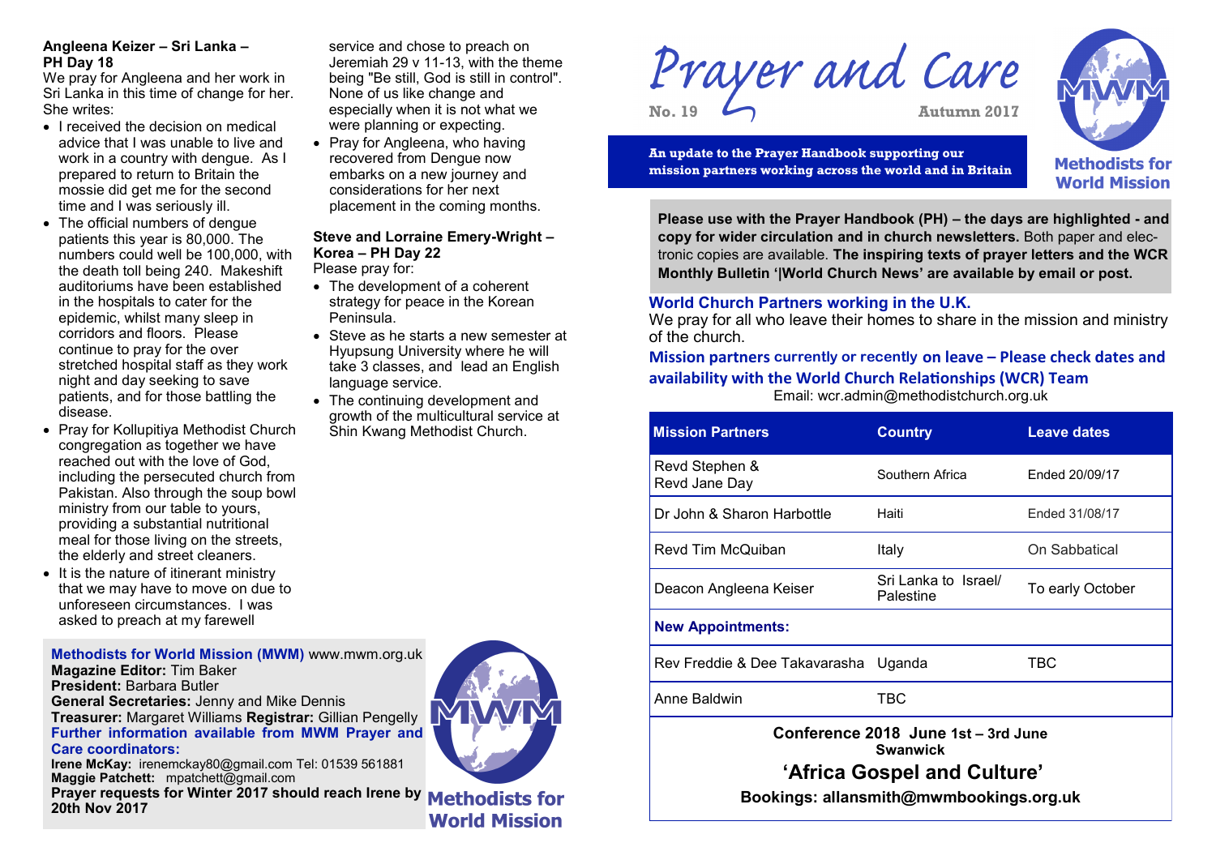# Prayer and Care

**No. 19** **Autumn 2017**

**An update to the Prayer Handbook supporting our mission partners working across the world and in Britain**

Methodists for World Mission

**Please use with the Prayer Handbook (PH) – the days are highlighted - and copy for wider circulation and in church newsletters.** Both paper and electronic copies are available. **The inspiring texts of prayer letters and the WCR Monthly Bulletin '|World Church News' are available by email or post.**

## World Church Partners working in the U.K.

We pray for all who leave their homes to share in the mission and ministry of the church.

**Mission partners currently or recently on leave – Please check dates and availability with the World Church Relationships (WCR) Team**

Email: wcr.admin@methodistchurch.org.uk

| Mission Partners | Country | Leave dates |
|---|---|---|
| Revd Stephen & Revd Jane Day | Southern Africa | Ended 20/09/17 |
| Dr John & Sharon Harbottle | Haiti | Ended 31/08/17 |
| Revd Tim McQuiban | Italy | On Sabbatical |
| Deacon Angleena Keiser | Sri Lanka to Israel/ Palestine | To early October |
| **New Appointments:** | | |
| Rev Freddie & Dee Takavarasha | Uganda | TBC |
| Anne Baldwin | TBC | |

**Conference 2018 June 1st – 3rd June**
**Swanwick**

## 'Africa Gospel and Culture'

**Bookings: allansmith@mwmbookings.org.uk**

### Angleena Keizer – Sri Lanka – PH Day 18

We pray for Angleena and her work in Sri Lanka in this time of change for her. She writes:

- I received the decision on medical advice that I was unable to live and work in a country with dengue. As I prepared to return to Britain the mossie did get me for the second time and I was seriously ill.
- The official numbers of dengue patients this year is 80,000. The numbers could well be 100,000, with the death toll being 240. Makeshift auditoriums have been established in the hospitals to cater for the epidemic, whilst many sleep in corridors and floors. Please continue to pray for the over stretched hospital staff as they work night and day seeking to save patients, and for those battling the disease.
- Pray for Kollupitiya Methodist Church congregation as together we have reached out with the love of God, including the persecuted church from Pakistan. Also through the soup bowl ministry from our table to yours, providing a substantial nutritional meal for those living on the streets, the elderly and street cleaners.
- It is the nature of itinerant ministry that we may have to move on due to unforeseen circumstances. I was asked to preach at my farewell service and chose to preach on Jeremiah 29 v 11-13, with the theme being "Be still, God is still in control". None of us like change and especially when it is not what we were planning or expecting.
- Pray for Angleena, who having recovered from Dengue now embarks on a new journey and considerations for her next placement in the coming months.

### Steve and Lorraine Emery-Wright – Korea – PH Day 22

Please pray for:

- The development of a coherent strategy for peace in the Korean Peninsula.
- Steve as he starts a new semester at Hyupsung University where he will take 3 classes, and lead an English language service.
- The continuing development and growth of the multicultural service at Shin Kwang Methodist Church.

**Methodists for World Mission (MWM)** www.mwm.org.uk
**Magazine Editor:** Tim Baker
**President:** Barbara Butler
**General Secretaries:** Jenny and Mike Dennis
**Treasurer:** Margaret Williams **Registrar:** Gillian Pengelly
**Further information available from MWM Prayer and Care coordinators:**
**Irene McKay:** irenemckay80@gmail.com Tel: 01539 561881
**Maggie Patchett:** mpatchett@gmail.com
**Prayer requests for Winter 2017 should reach Irene by 20th Nov 2017**

Methodists for World Mission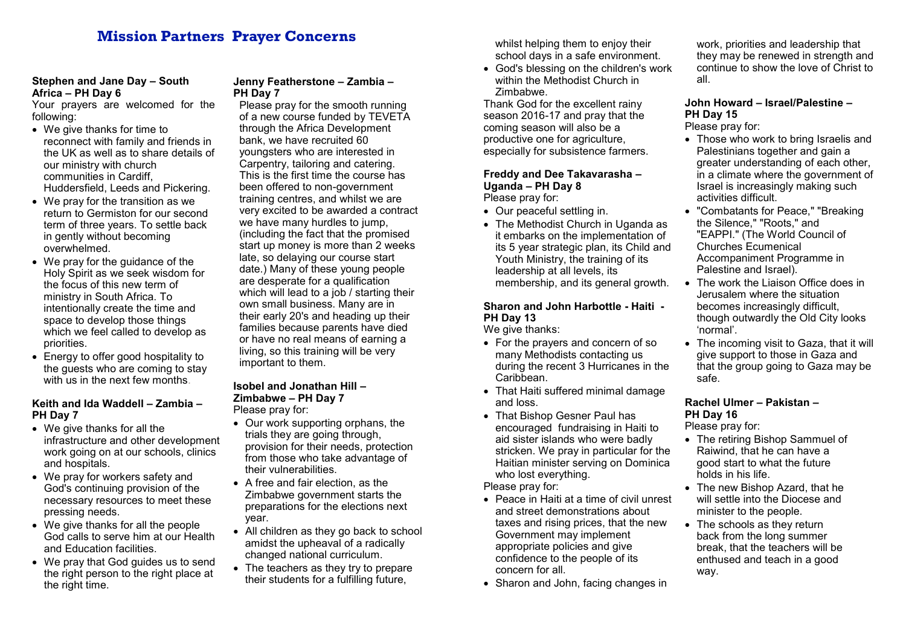# Mission Partners Prayer Concerns

**Stephen and Jane Day – South Africa – PH Day 6**

Your prayers are welcomed for the following:

- We give thanks for time to reconnect with family and friends in the UK as well as to share details of our ministry with church communities in Cardiff, Huddersfield, Leeds and Pickering.
- We pray for the transition as we return to Germiston for our second term of three years. To settle back in gently without becoming overwhelmed.
- We pray for the guidance of the Holy Spirit as we seek wisdom for the focus of this new term of ministry in South Africa. To intentionally create the time and space to develop those things which we feel called to develop as priorities.
- Energy to offer good hospitality to the guests who are coming to stay with us in the next few months.

**Keith and Ida Waddell – Zambia – PH Day 7**

- We give thanks for all the infrastructure and other development work going on at our schools, clinics and hospitals.
- We pray for workers safety and God's continuing provision of the necessary resources to meet these pressing needs.
- We give thanks for all the people God calls to serve him at our Health and Education facilities.
- We pray that God guides us to send the right person to the right place at the right time.

**Jenny Featherstone – Zambia – PH Day 7**

Please pray for the smooth running of a new course funded by TEVETA through the Africa Development bank, we have recruited 60 youngsters who are interested in Carpentry, tailoring and catering. This is the first time the course has been offered to non-government training centres, and whilst we are very excited to be awarded a contract we have many hurdles to jump, (including the fact that the promised start up money is more than 2 weeks late, so delaying our course start date.) Many of these young people are desperate for a qualification which will lead to a job / starting their own small business. Many are in their early 20's and heading up their families because parents have died or have no real means of earning a living, so this training will be very important to them.

**Isobel and Jonathan Hill – Zimbabwe – PH Day 7**

Please pray for:

- Our work supporting orphans, the trials they are going through, provision for their needs, protection from those who take advantage of their vulnerabilities.
- A free and fair election, as the Zimbabwe government starts the preparations for the elections next year.
- All children as they go back to school amidst the upheaval of a radically changed national curriculum.
- The teachers as they try to prepare their students for a fulfilling future, whilst helping them to enjoy their school days in a safe environment.
- God's blessing on the children's work within the Methodist Church in Zimbabwe.

Thank God for the excellent rainy season 2016-17 and pray that the coming season will also be a productive one for agriculture, especially for subsistence farmers.

**Freddy and Dee Takavarasha – Uganda – PH Day 8**

Please pray for:

- Our peaceful settling in.
- The Methodist Church in Uganda as it embarks on the implementation of its 5 year strategic plan, its Child and Youth Ministry, the training of its leadership at all levels, its membership, and its general growth.

**Sharon and John Harbottle - Haiti - PH Day 13**

We give thanks:

- For the prayers and concern of so many Methodists contacting us during the recent 3 Hurricanes in the Caribbean.
- That Haiti suffered minimal damage and loss.
- That Bishop Gesner Paul has encouraged fundraising in Haiti to aid sister islands who were badly stricken. We pray in particular for the Haitian minister serving on Dominica who lost everything.

Please pray for:

- Peace in Haiti at a time of civil unrest and street demonstrations about taxes and rising prices, that the new Government may implement appropriate policies and give confidence to the people of its concern for all.
- Sharon and John, facing changes in work, priorities and leadership that they may be renewed in strength and continue to show the love of Christ to all.

**John Howard – Israel/Palestine – PH Day 15**

Please pray for:

- Those who work to bring Israelis and Palestinians together and gain a greater understanding of each other, in a climate where the government of Israel is increasingly making such activities difficult.
- "Combatants for Peace," "Breaking the Silence," "Roots," and "EAPPI." (The World Council of Churches Ecumenical Accompaniment Programme in Palestine and Israel).
- The work the Liaison Office does in Jerusalem where the situation becomes increasingly difficult, though outwardly the Old City looks 'normal'.
- The incoming visit to Gaza, that it will give support to those in Gaza and that the group going to Gaza may be safe.

**Rachel Ulmer – Pakistan – PH Day 16**

Please pray for:

- The retiring Bishop Sammuel of Raiwind, that he can have a good start to what the future holds in his life.
- The new Bishop Azard, that he will settle into the Diocese and minister to the people.
- The schools as they return back from the long summer break, that the teachers will be enthused and teach in a good way.